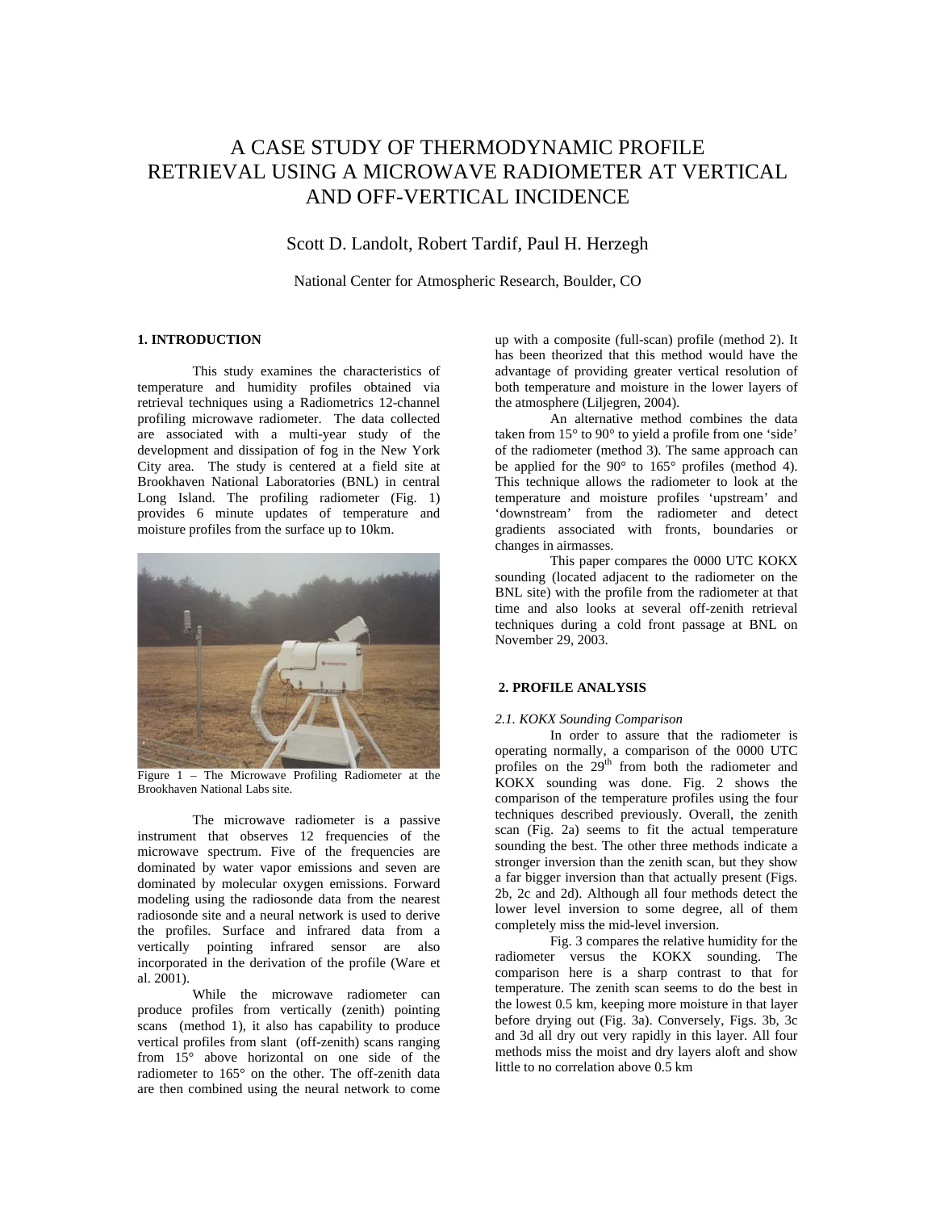# A CASE STUDY OF THERMODYNAMIC PROFILE RETRIEVAL USING A MICROWAVE RADIOMETER AT VERTICAL AND OFF-VERTICAL INCIDENCE

Scott D. Landolt, Robert Tardif, Paul H. Herzegh

National Center for Atmospheric Research, Boulder, CO

## 1. INTRODUCTION

This study examines the characteristics of temperature and humidity profiles obtained via retrieval techniques using a Radiometrics 12-channel profiling microwave radiometer. The data collected are associated with a multi-year study of the development and dissipation of fog in the New York City area. The study is centered at a field site at Brookhaven National Laboratories (BNL) in central Long Island. The profiling radiometer (Fig. 1) provides 6 minute updates of temperature and moisture profiles from the surface up to 10km.

Figure 1 – The Microwave Profiling Radiometer at the Brookhaven National Labs site.

The microwave radiometer is a passive instrument that observes 12 frequencies of the microwave spectrum. Five of the frequencies are dominated by water vapor emissions and seven are dominated by molecular oxygen emissions. Forward modeling using the radiosonde data from the nearest radiosonde site and a neural network is used to derive the profiles. Surface and infrared data from a vertically pointing infrared sensor are also incorporated in the derivation of the profile (Ware et al. 2001).

While the microwave radiometer can produce profiles from vertically (zenith) pointing scans (method 1), it also has capability to produce vertical profiles from slant (off-zenith) scans ranging from 15° above horizontal on one side of the radiometer to 165° on the other. The off-zenith data are then combined using the neural network to come up with a composite (full-scan) profile (method 2). It has been theorized that this method would have the advantage of providing greater vertical resolution of both temperature and moisture in the lower layers of the atmosphere (Liljegren, 2004).

An alternative method combines the data taken from 15° to 90° to yield a profile from one 'side' of the radiometer (method 3). The same approach can be applied for the 90° to 165° profiles (method 4). This technique allows the radiometer to look at the temperature and moisture profiles 'upstream' and 'downstream' from the radiometer and detect gradients associated with fronts, boundaries or changes in airmasses.

This paper compares the 0000 UTC KOKX sounding (located adjacent to the radiometer on the BNL site) with the profile from the radiometer at that time and also looks at several off-zenith retrieval techniques during a cold front passage at BNL on November 29, 2003.

## 2. PROFILE ANALYSIS

### *2.1. KOKX Sounding Comparison*

In order to assure that the radiometer is operating normally, a comparison of the 0000 UTC profiles on the 29th from both the radiometer and KOKX sounding was done. Fig. 2 shows the comparison of the temperature profiles using the four techniques described previously. Overall, the zenith scan (Fig. 2a) seems to fit the actual temperature sounding the best. The other three methods indicate a stronger inversion than the zenith scan, but they show a far bigger inversion than that actually present (Figs. 2b, 2c and 2d). Although all four methods detect the lower level inversion to some degree, all of them completely miss the mid-level inversion.

Fig. 3 compares the relative humidity for the radiometer versus the KOKX sounding. The comparison here is a sharp contrast to that for temperature. The zenith scan seems to do the best in the lowest 0.5 km, keeping more moisture in that layer before drying out (Fig. 3a). Conversely, Figs. 3b, 3c and 3d all dry out very rapidly in this layer. All four methods miss the moist and dry layers aloft and show little to no correlation above 0.5 km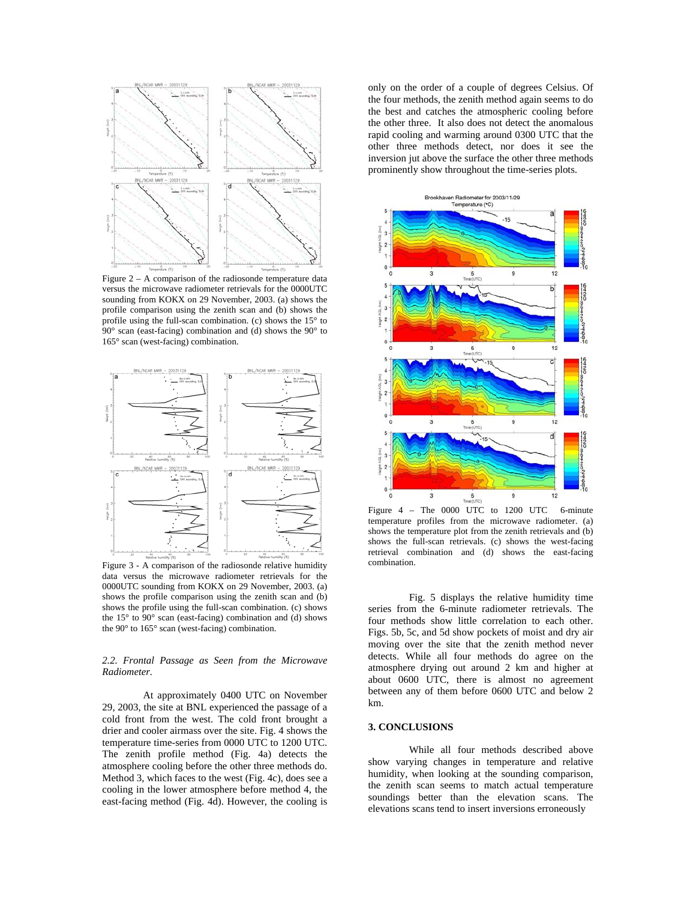Figure 2 – A comparison of the radiosonde temperature data versus the microwave radiometer retrievals for the 0000UTC sounding from KOKX on 29 November, 2003. (a) shows the profile comparison using the zenith scan and (b) shows the profile using the full-scan combination. (c) shows the 15° to 90° scan (east-facing) combination and (d) shows the 90° to 165° scan (west-facing) combination.

Figure 3 - A comparison of the radiosonde relative humidity data versus the microwave radiometer retrievals for the 0000UTC sounding from KOKX on 29 November, 2003. (a) shows the profile comparison using the zenith scan and (b) shows the profile using the full-scan combination. (c) shows the 15° to 90° scan (east-facing) combination and (d) shows the 90° to 165° scan (west-facing) combination.

### *2.2. Frontal Passage as Seen from the Microwave Radiometer.*

At approximately 0400 UTC on November 29, 2003, the site at BNL experienced the passage of a cold front from the west. The cold front brought a drier and cooler airmass over the site. Fig. 4 shows the temperature time-series from 0000 UTC to 1200 UTC. The zenith profile method (Fig. 4a) detects the atmosphere cooling before the other three methods do. Method 3, which faces to the west (Fig. 4c), does see a cooling in the lower atmosphere before method 4, the east-facing method (Fig. 4d). However, the cooling is only on the order of a couple of degrees Celsius. Of the four methods, the zenith method again seems to do the best and catches the atmospheric cooling before the other three. It also does not detect the anomalous rapid cooling and warming around 0300 UTC that the other three methods detect, nor does it see the inversion jut above the surface the other three methods prominently show throughout the time-series plots.

Figure 4 – The 0000 UTC to 1200 UTC 6-minute temperature profiles from the microwave radiometer. (a) shows the temperature plot from the zenith retrievals and (b) shows the full-scan retrievals. (c) shows the west-facing retrieval combination and (d) shows the east-facing combination.

Fig. 5 displays the relative humidity time series from the 6-minute radiometer retrievals. The four methods show little correlation to each other. Figs. 5b, 5c, and 5d show pockets of moist and dry air moving over the site that the zenith method never detects. While all four methods do agree on the atmosphere drying out around 2 km and higher at about 0600 UTC, there is almost no agreement between any of them before 0600 UTC and below 2 km.

## 3. CONCLUSIONS

While all four methods described above show varying changes in temperature and relative humidity, when looking at the sounding comparison, the zenith scan seems to match actual temperature soundings better than the elevation scans. The elevations scans tend to insert inversions erroneously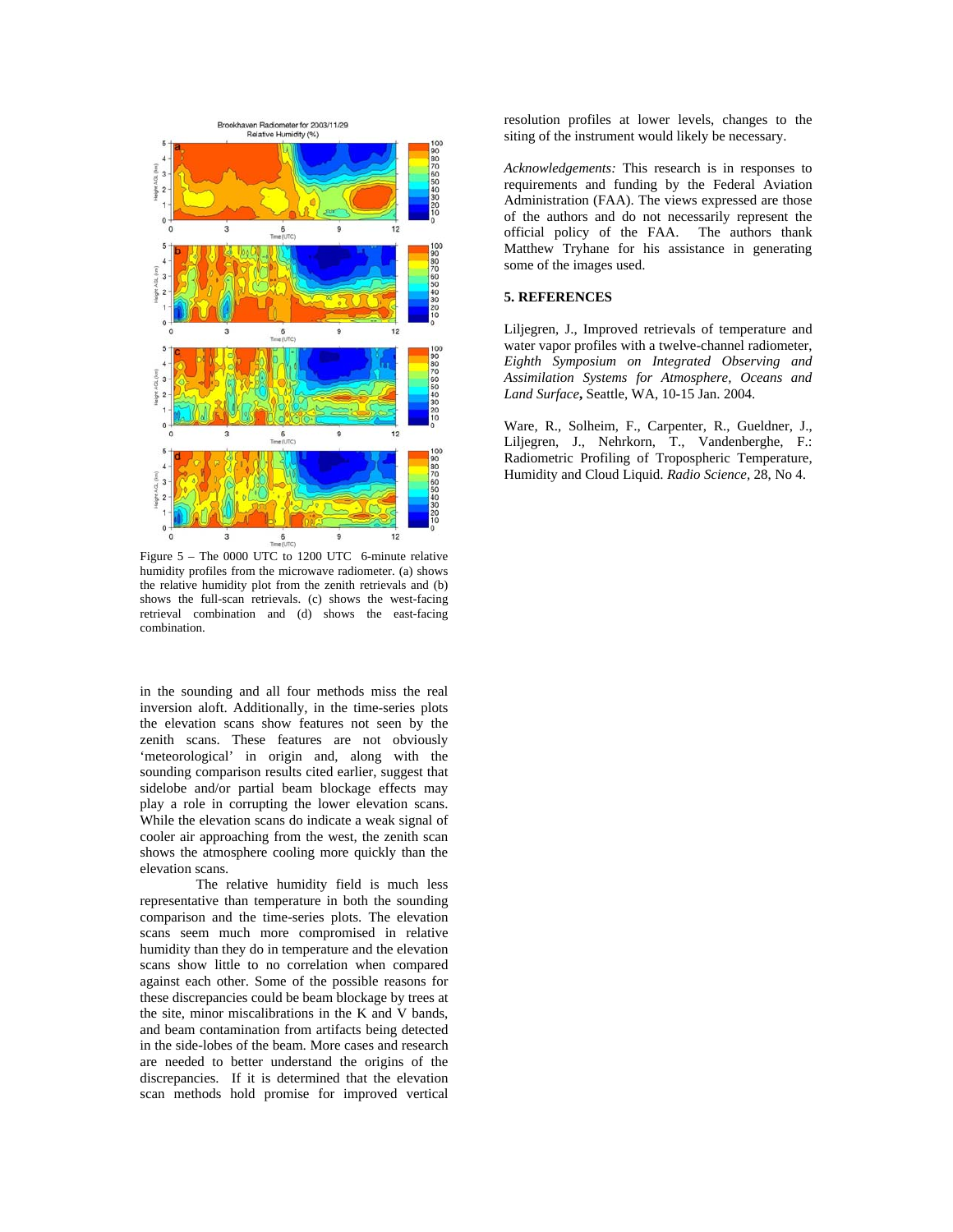Brookhaven Radiometer for 2003/11/29
Relative Humidity (%)

a

b

c

d

Height AGL (km)

Time (UTC)

0 3 6 9 12

0 1 2 3 4 5

100 90 80 70 60 50 40 30 20 10 0

Figure 5 – The 0000 UTC to 1200 UTC 6-minute relative humidity profiles from the microwave radiometer. (a) shows the relative humidity plot from the zenith retrievals and (b) shows the full-scan retrievals. (c) shows the west-facing retrieval combination and (d) shows the east-facing combination.

in the sounding and all four methods miss the real inversion aloft. Additionally, in the time-series plots the elevation scans show features not seen by the zenith scans. These features are not obviously 'meteorological' in origin and, along with the sounding comparison results cited earlier, suggest that sidelobe and/or partial beam blockage effects may play a role in corrupting the lower elevation scans. While the elevation scans do indicate a weak signal of cooler air approaching from the west, the zenith scan shows the atmosphere cooling more quickly than the elevation scans.

The relative humidity field is much less representative than temperature in both the sounding comparison and the time-series plots. The elevation scans seem much more compromised in relative humidity than they do in temperature and the elevation scans show little to no correlation when compared against each other. Some of the possible reasons for these discrepancies could be beam blockage by trees at the site, minor miscalibrations in the K and V bands, and beam contamination from artifacts being detected in the side-lobes of the beam. More cases and research are needed to better understand the origins of the discrepancies. If it is determined that the elevation scan methods hold promise for improved vertical resolution profiles at lower levels, changes to the siting of the instrument would likely be necessary.

*Acknowledgements:* This research is in responses to requirements and funding by the Federal Aviation Administration (FAA). The views expressed are those of the authors and do not necessarily represent the official policy of the FAA. The authors thank Matthew Tryhane for his assistance in generating some of the images used.

## 5. REFERENCES

Liljegren, J., Improved retrievals of temperature and water vapor profiles with a twelve-channel radiometer, *Eighth Symposium on Integrated Observing and Assimilation Systems for Atmosphere, Oceans and Land Surface*, Seattle, WA, 10-15 Jan. 2004.

Ware, R., Solheim, F., Carpenter, R., Gueldner, J., Liljegren, J., Nehrkorn, T., Vandenberghe, F.: Radiometric Profiling of Tropospheric Temperature, Humidity and Cloud Liquid. *Radio Science*, 28, No 4.